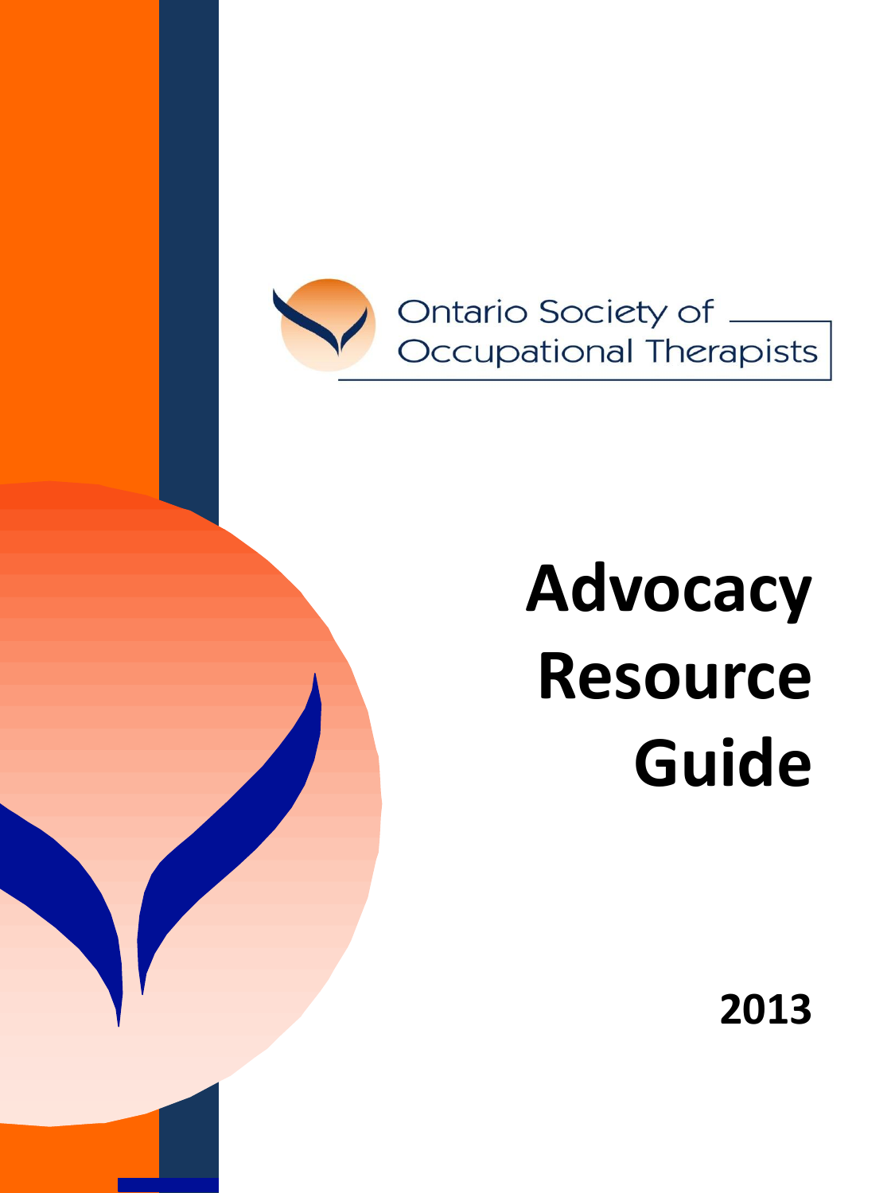Ontario Society of Occupational Therapists

# Advocacy Resource Guide

**2013**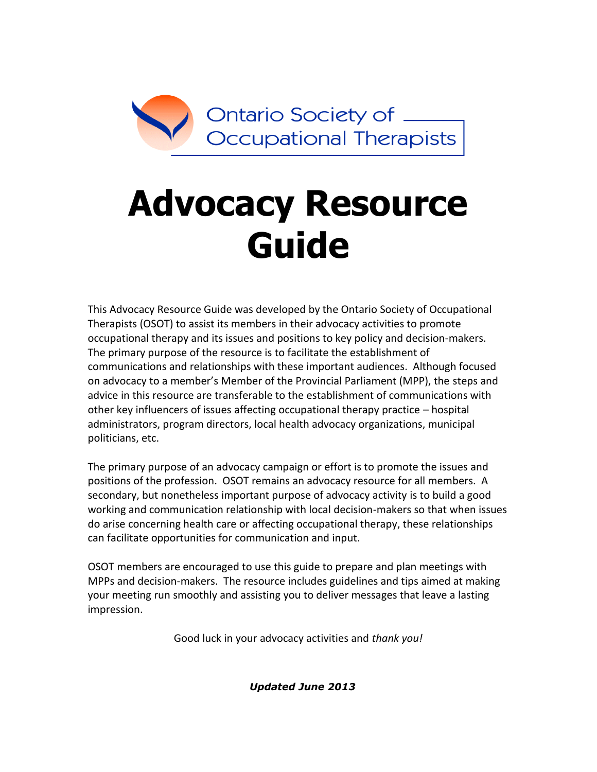Ontario Society of Occupational Therapists

# Advocacy Resource Guide

This Advocacy Resource Guide was developed by the Ontario Society of Occupational Therapists (OSOT) to assist its members in their advocacy activities to promote occupational therapy and its issues and positions to key policy and decision-makers. The primary purpose of the resource is to facilitate the establishment of communications and relationships with these important audiences. Although focused on advocacy to a member's Member of the Provincial Parliament (MPP), the steps and advice in this resource are transferable to the establishment of communications with other key influencers of issues affecting occupational therapy practice – hospital administrators, program directors, local health advocacy organizations, municipal politicians, etc.

The primary purpose of an advocacy campaign or effort is to promote the issues and positions of the profession. OSOT remains an advocacy resource for all members. A secondary, but nonetheless important purpose of advocacy activity is to build a good working and communication relationship with local decision-makers so that when issues do arise concerning health care or affecting occupational therapy, these relationships can facilitate opportunities for communication and input.

OSOT members are encouraged to use this guide to prepare and plan meetings with MPPs and decision-makers. The resource includes guidelines and tips aimed at making your meeting run smoothly and assisting you to deliver messages that leave a lasting impression.

Good luck in your advocacy activities and *thank you!*

***Updated June 2013***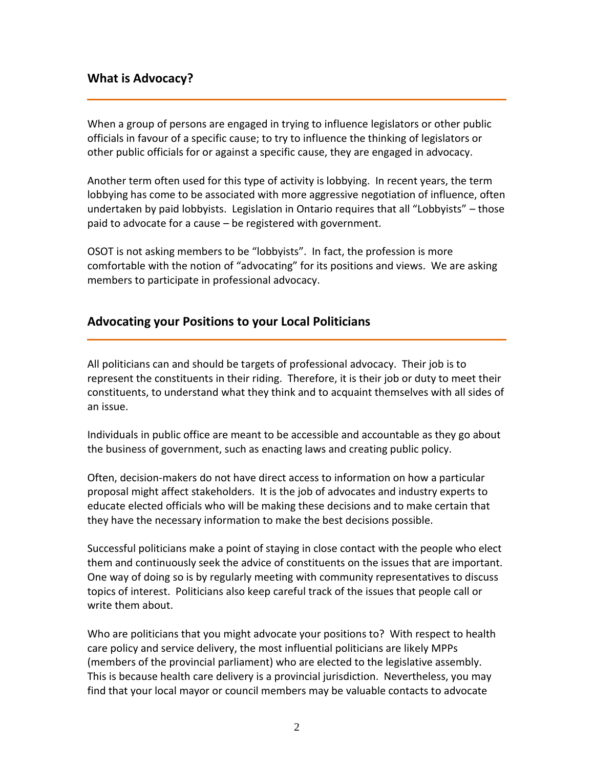## What is Advocacy?

When a group of persons are engaged in trying to influence legislators or other public officials in favour of a specific cause; to try to influence the thinking of legislators or other public officials for or against a specific cause, they are engaged in advocacy.

Another term often used for this type of activity is lobbying. In recent years, the term lobbying has come to be associated with more aggressive negotiation of influence, often undertaken by paid lobbyists. Legislation in Ontario requires that all "Lobbyists" – those paid to advocate for a cause – be registered with government.

OSOT is not asking members to be "lobbyists". In fact, the profession is more comfortable with the notion of "advocating" for its positions and views. We are asking members to participate in professional advocacy.

## Advocating your Positions to your Local Politicians

All politicians can and should be targets of professional advocacy. Their job is to represent the constituents in their riding. Therefore, it is their job or duty to meet their constituents, to understand what they think and to acquaint themselves with all sides of an issue.

Individuals in public office are meant to be accessible and accountable as they go about the business of government, such as enacting laws and creating public policy.

Often, decision-makers do not have direct access to information on how a particular proposal might affect stakeholders. It is the job of advocates and industry experts to educate elected officials who will be making these decisions and to make certain that they have the necessary information to make the best decisions possible.

Successful politicians make a point of staying in close contact with the people who elect them and continuously seek the advice of constituents on the issues that are important. One way of doing so is by regularly meeting with community representatives to discuss topics of interest. Politicians also keep careful track of the issues that people call or write them about.

Who are politicians that you might advocate your positions to? With respect to health care policy and service delivery, the most influential politicians are likely MPPs (members of the provincial parliament) who are elected to the legislative assembly. This is because health care delivery is a provincial jurisdiction. Nevertheless, you may find that your local mayor or council members may be valuable contacts to advocate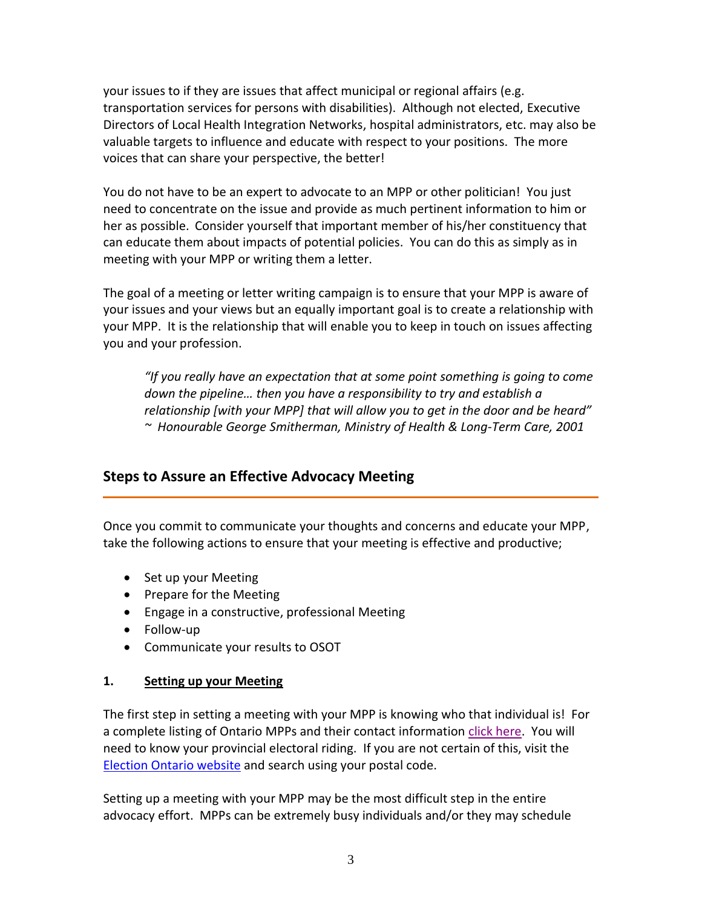your issues to if they are issues that affect municipal or regional affairs (e.g. transportation services for persons with disabilities). Although not elected, Executive Directors of Local Health Integration Networks, hospital administrators, etc. may also be valuable targets to influence and educate with respect to your positions. The more voices that can share your perspective, the better!

You do not have to be an expert to advocate to an MPP or other politician! You just need to concentrate on the issue and provide as much pertinent information to him or her as possible. Consider yourself that important member of his/her constituency that can educate them about impacts of potential policies. You can do this as simply as in meeting with your MPP or writing them a letter.

The goal of a meeting or letter writing campaign is to ensure that your MPP is aware of your issues and your views but an equally important goal is to create a relationship with your MPP. It is the relationship that will enable you to keep in touch on issues affecting you and your profession.

> *"If you really have an expectation that at some point something is going to come down the pipeline… then you have a responsibility to try and establish a relationship [with your MPP] that will allow you to get in the door and be heard"*
> *~ Honourable George Smitherman, Ministry of Health & Long-Term Care, 2001*

## Steps to Assure an Effective Advocacy Meeting

Once you commit to communicate your thoughts and concerns and educate your MPP, take the following actions to ensure that your meeting is effective and productive;

- Set up your Meeting
- Prepare for the Meeting
- Engage in a constructive, professional Meeting
- Follow-up
- Communicate your results to OSOT

### 1. Setting up your Meeting

The first step in setting a meeting with your MPP is knowing who that individual is! For a complete listing of Ontario MPPs and their contact information click here. You will need to know your provincial electoral riding. If you are not certain of this, visit the Election Ontario website and search using your postal code.

Setting up a meeting with your MPP may be the most difficult step in the entire advocacy effort. MPPs can be extremely busy individuals and/or they may schedule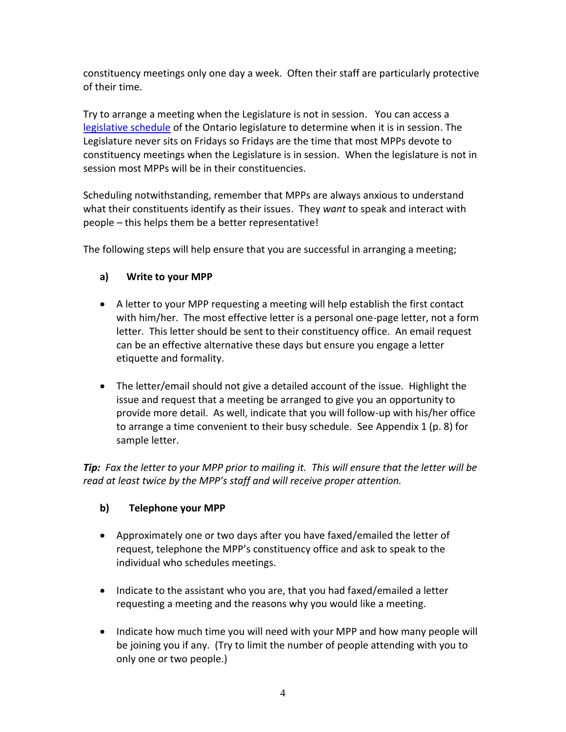constituency meetings only one day a week. Often their staff are particularly protective of their time.

Try to arrange a meeting when the Legislature is not in session. You can access a [legislative schedule](#) of the Ontario legislature to determine when it is in session. The Legislature never sits on Fridays so Fridays are the time that most MPPs devote to constituency meetings when the Legislature is in session. When the legislature is not in session most MPPs will be in their constituencies.

Scheduling notwithstanding, remember that MPPs are always anxious to understand what their constituents identify as their issues. They *want* to speak and interact with people – this helps them be a better representative!

The following steps will help ensure that you are successful in arranging a meeting;

**a) Write to your MPP**

- A letter to your MPP requesting a meeting will help establish the first contact with him/her. The most effective letter is a personal one-page letter, not a form letter. This letter should be sent to their constituency office. An email request can be an effective alternative these days but ensure you engage a letter etiquette and formality.

- The letter/email should not give a detailed account of the issue. Highlight the issue and request that a meeting be arranged to give you an opportunity to provide more detail. As well, indicate that you will follow-up with his/her office to arrange a time convenient to their busy schedule. See Appendix 1 (p. 8) for sample letter.

***Tip:** Fax the letter to your MPP prior to mailing it. This will ensure that the letter will be read at least twice by the MPP's staff and will receive proper attention.*

**b) Telephone your MPP**

- Approximately one or two days after you have faxed/emailed the letter of request, telephone the MPP's constituency office and ask to speak to the individual who schedules meetings.

- Indicate to the assistant who you are, that you had faxed/emailed a letter requesting a meeting and the reasons why you would like a meeting.

- Indicate how much time you will need with your MPP and how many people will be joining you if any. (Try to limit the number of people attending with you to only one or two people.)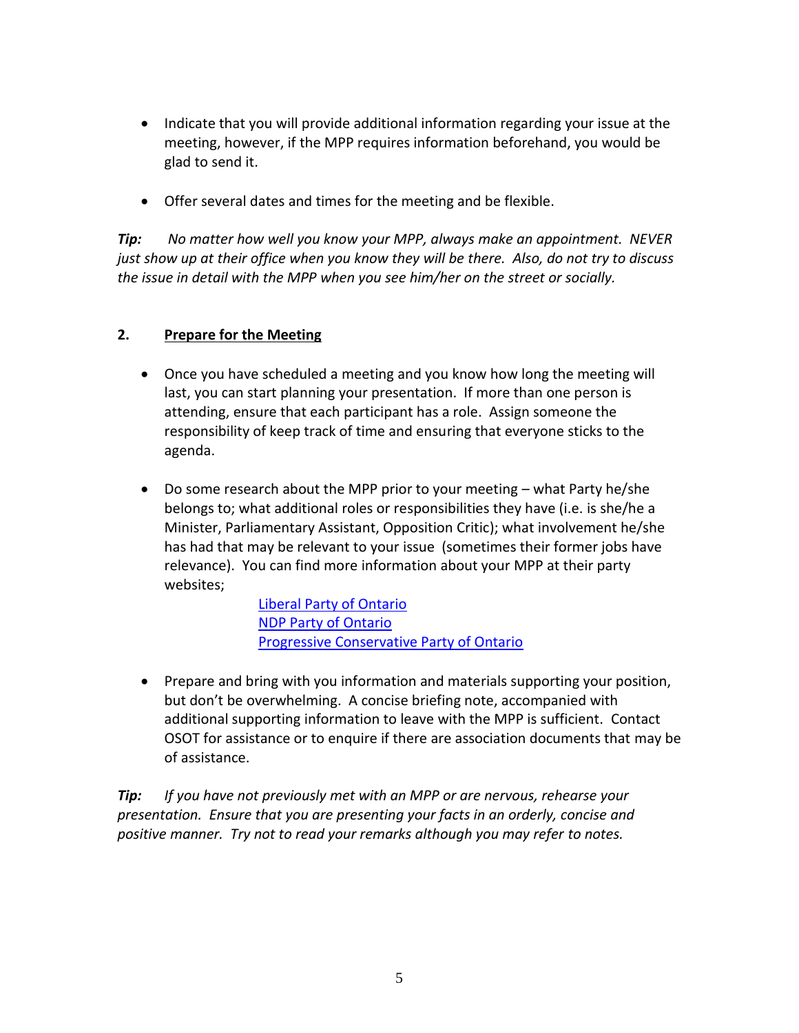- Indicate that you will provide additional information regarding your issue at the meeting, however, if the MPP requires information beforehand, you would be glad to send it.

- Offer several dates and times for the meeting and be flexible.

***Tip:*** *No matter how well you know your MPP, always make an appointment. NEVER just show up at their office when you know they will be there. Also, do not try to discuss the issue in detail with the MPP when you see him/her on the street or socially.*

**2. <u>Prepare for the Meeting</u>**

- Once you have scheduled a meeting and you know how long the meeting will last, you can start planning your presentation. If more than one person is attending, ensure that each participant has a role. Assign someone the responsibility of keep track of time and ensuring that everyone sticks to the agenda.

- Do some research about the MPP prior to your meeting – what Party he/she belongs to; what additional roles or responsibilities they have (i.e. is she/he a Minister, Parliamentary Assistant, Opposition Critic); what involvement he/she has had that may be relevant to your issue (sometimes their former jobs have relevance). You can find more information about your MPP at their party websites;

  Liberal Party of Ontario
  NDP Party of Ontario
  Progressive Conservative Party of Ontario

- Prepare and bring with you information and materials supporting your position, but don't be overwhelming. A concise briefing note, accompanied with additional supporting information to leave with the MPP is sufficient. Contact OSOT for assistance or to enquire if there are association documents that may be of assistance.

***Tip:*** *If you have not previously met with an MPP or are nervous, rehearse your presentation. Ensure that you are presenting your facts in an orderly, concise and positive manner. Try not to read your remarks although you may refer to notes.*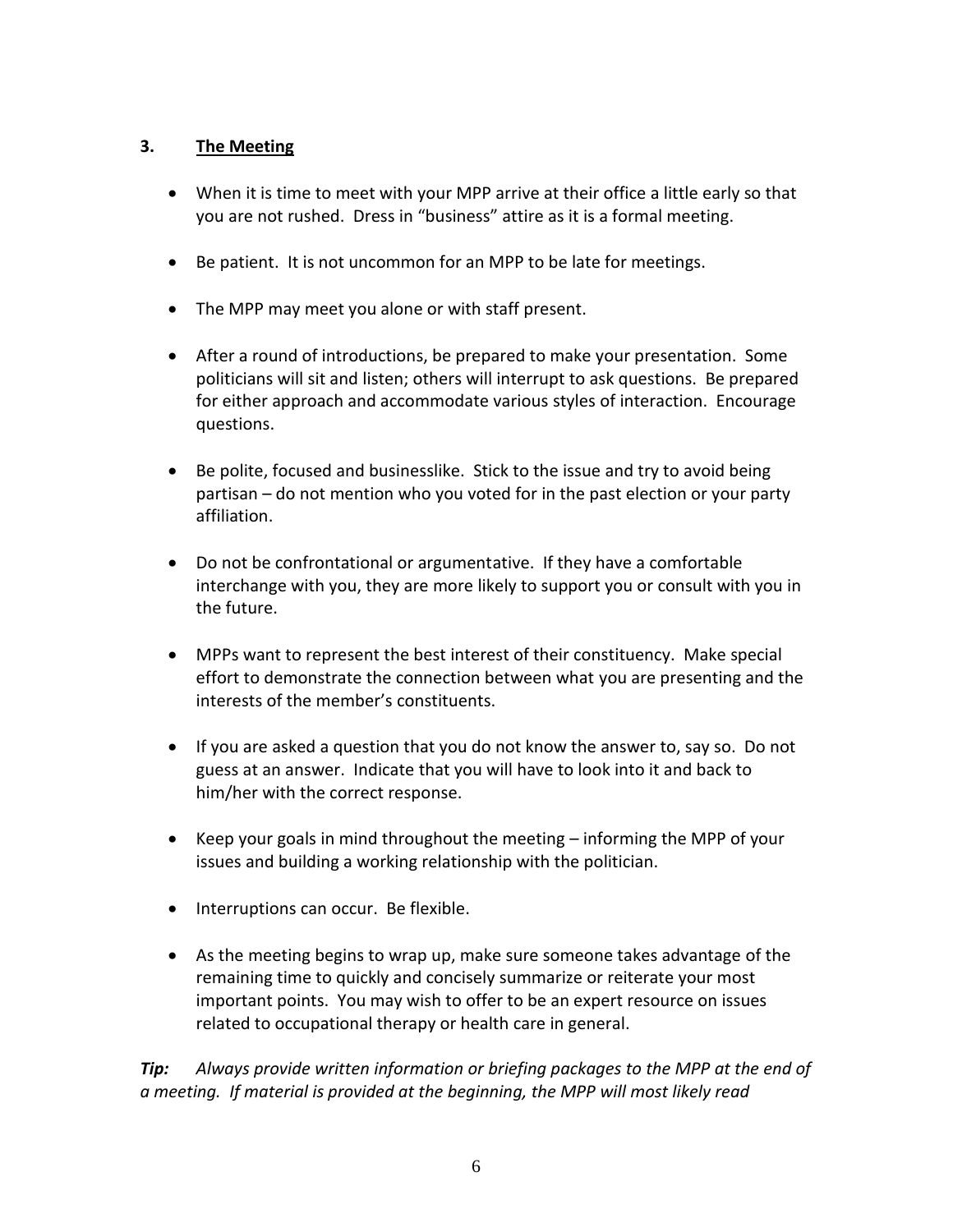## 3. The Meeting

- When it is time to meet with your MPP arrive at their office a little early so that you are not rushed. Dress in "business" attire as it is a formal meeting.

- Be patient. It is not uncommon for an MPP to be late for meetings.

- The MPP may meet you alone or with staff present.

- After a round of introductions, be prepared to make your presentation. Some politicians will sit and listen; others will interrupt to ask questions. Be prepared for either approach and accommodate various styles of interaction. Encourage questions.

- Be polite, focused and businesslike. Stick to the issue and try to avoid being partisan – do not mention who you voted for in the past election or your party affiliation.

- Do not be confrontational or argumentative. If they have a comfortable interchange with you, they are more likely to support you or consult with you in the future.

- MPPs want to represent the best interest of their constituency. Make special effort to demonstrate the connection between what you are presenting and the interests of the member's constituents.

- If you are asked a question that you do not know the answer to, say so. Do not guess at an answer. Indicate that you will have to look into it and back to him/her with the correct response.

- Keep your goals in mind throughout the meeting – informing the MPP of your issues and building a working relationship with the politician.

- Interruptions can occur. Be flexible.

- As the meeting begins to wrap up, make sure someone takes advantage of the remaining time to quickly and concisely summarize or reiterate your most important points. You may wish to offer to be an expert resource on issues related to occupational therapy or health care in general.

***Tip:*** *Always provide written information or briefing packages to the MPP at the end of a meeting. If material is provided at the beginning, the MPP will most likely read*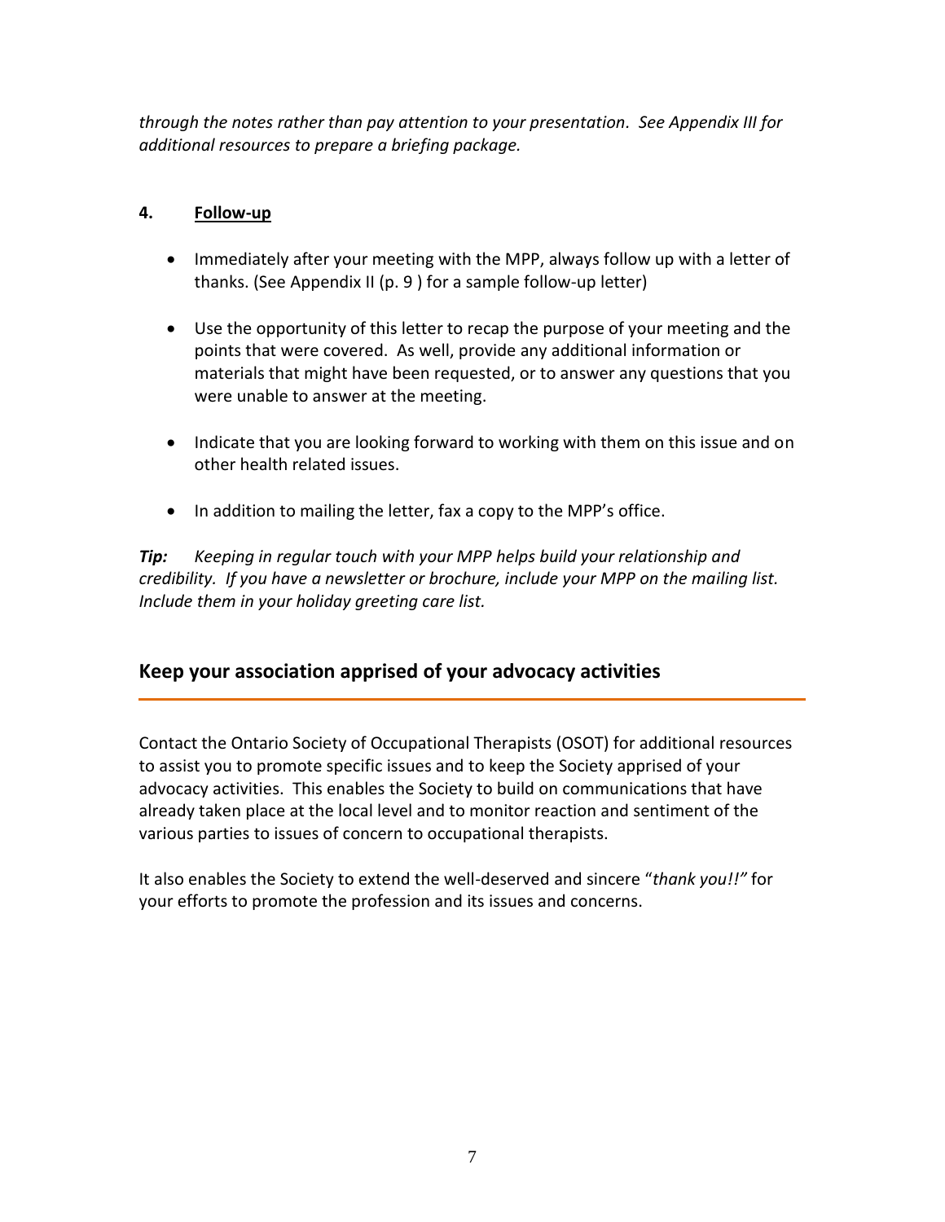*through the notes rather than pay attention to your presentation. See Appendix III for additional resources to prepare a briefing package.*

**4. Follow-up**

- Immediately after your meeting with the MPP, always follow up with a letter of thanks. (See Appendix II (p. 9 ) for a sample follow-up letter)
- Use the opportunity of this letter to recap the purpose of your meeting and the points that were covered. As well, provide any additional information or materials that might have been requested, or to answer any questions that you were unable to answer at the meeting.
- Indicate that you are looking forward to working with them on this issue and on other health related issues.
- In addition to mailing the letter, fax a copy to the MPP's office.

***Tip:*** *Keeping in regular touch with your MPP helps build your relationship and credibility. If you have a newsletter or brochure, include your MPP on the mailing list. Include them in your holiday greeting care list.*

## Keep your association apprised of your advocacy activities

Contact the Ontario Society of Occupational Therapists (OSOT) for additional resources to assist you to promote specific issues and to keep the Society apprised of your advocacy activities. This enables the Society to build on communications that have already taken place at the local level and to monitor reaction and sentiment of the various parties to issues of concern to occupational therapists.

It also enables the Society to extend the well-deserved and sincere "*thank you!!"* for your efforts to promote the profession and its issues and concerns.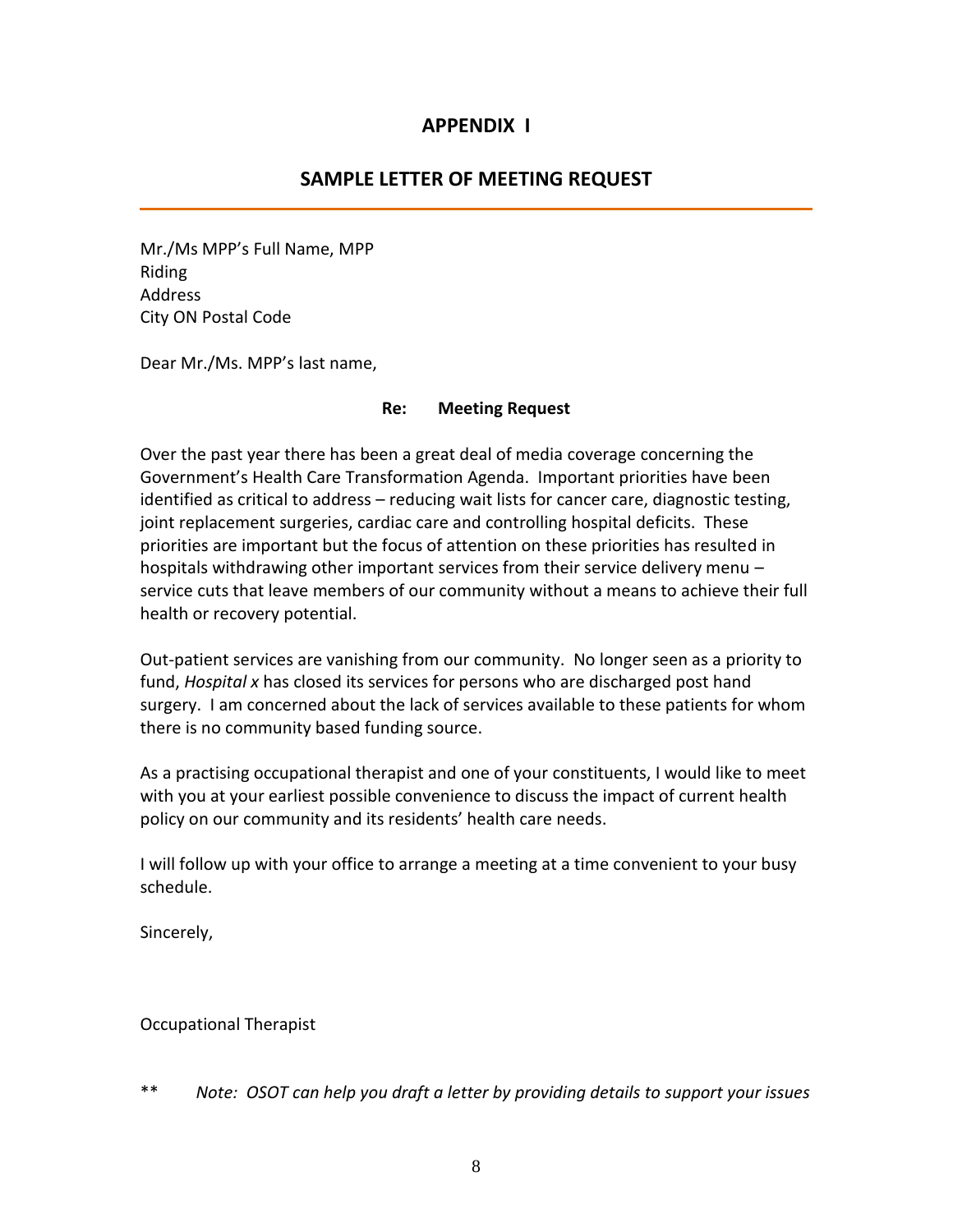## APPENDIX I

## SAMPLE LETTER OF MEETING REQUEST

Mr./Ms MPP's Full Name, MPP
Riding
Address
City ON Postal Code

Dear Mr./Ms. MPP's last name,

**Re: Meeting Request**

Over the past year there has been a great deal of media coverage concerning the Government's Health Care Transformation Agenda. Important priorities have been identified as critical to address – reducing wait lists for cancer care, diagnostic testing, joint replacement surgeries, cardiac care and controlling hospital deficits. These priorities are important but the focus of attention on these priorities has resulted in hospitals withdrawing other important services from their service delivery menu – service cuts that leave members of our community without a means to achieve their full health or recovery potential.

Out-patient services are vanishing from our community. No longer seen as a priority to fund, *Hospital x* has closed its services for persons who are discharged post hand surgery. I am concerned about the lack of services available to these patients for whom there is no community based funding source.

As a practising occupational therapist and one of your constituents, I would like to meet with you at your earliest possible convenience to discuss the impact of current health policy on our community and its residents' health care needs.

I will follow up with your office to arrange a meeting at a time convenient to your busy schedule.

Sincerely,

Occupational Therapist

** *Note: OSOT can help you draft a letter by providing details to support your issues*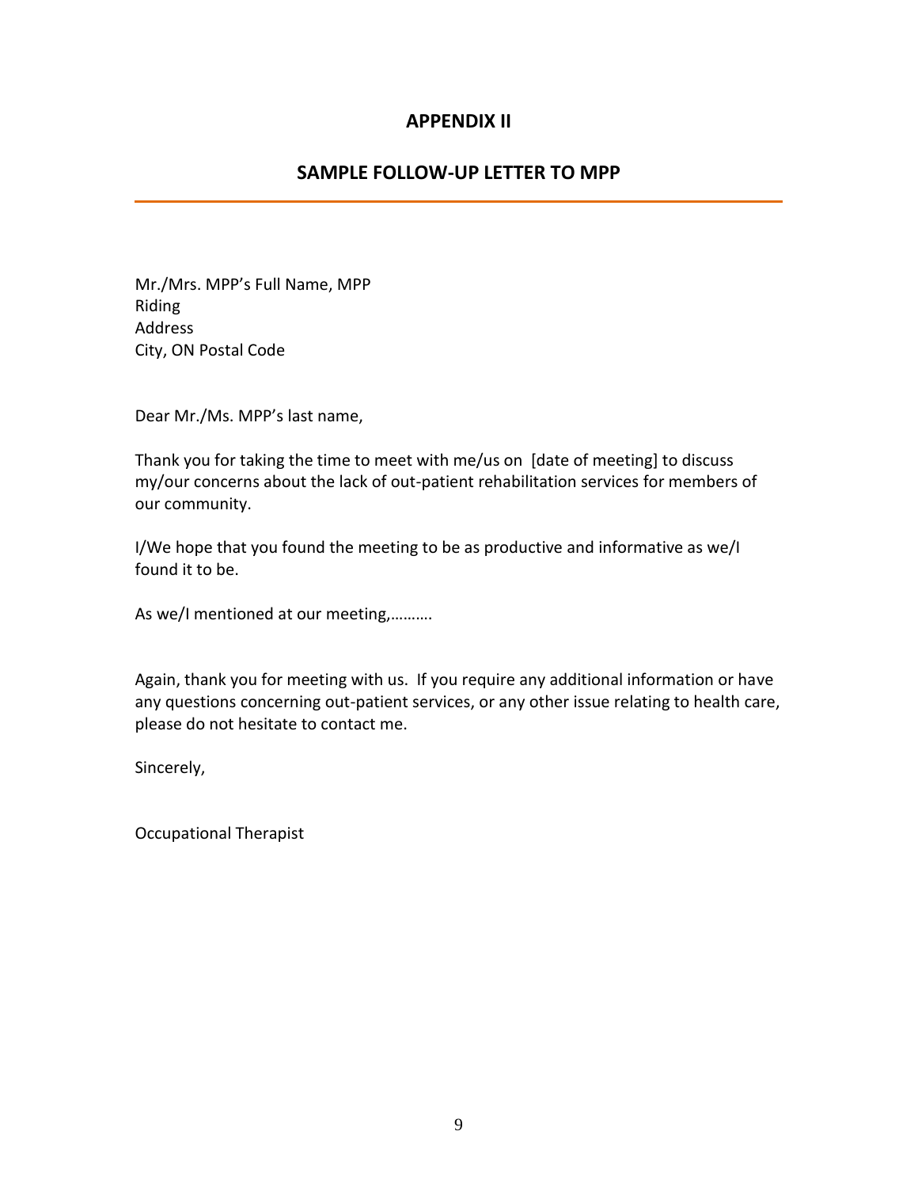## APPENDIX II

## SAMPLE FOLLOW-UP LETTER TO MPP

---

Mr./Mrs. MPP's Full Name, MPP
Riding
Address
City, ON Postal Code

Dear Mr./Ms. MPP's last name,

Thank you for taking the time to meet with me/us on [date of meeting] to discuss my/our concerns about the lack of out-patient rehabilitation services for members of our community.

I/We hope that you found the meeting to be as productive and informative as we/I found it to be.

As we/I mentioned at our meeting,……….

Again, thank you for meeting with us. If you require any additional information or have any questions concerning out-patient services, or any other issue relating to health care, please do not hesitate to contact me.

Sincerely,

Occupational Therapist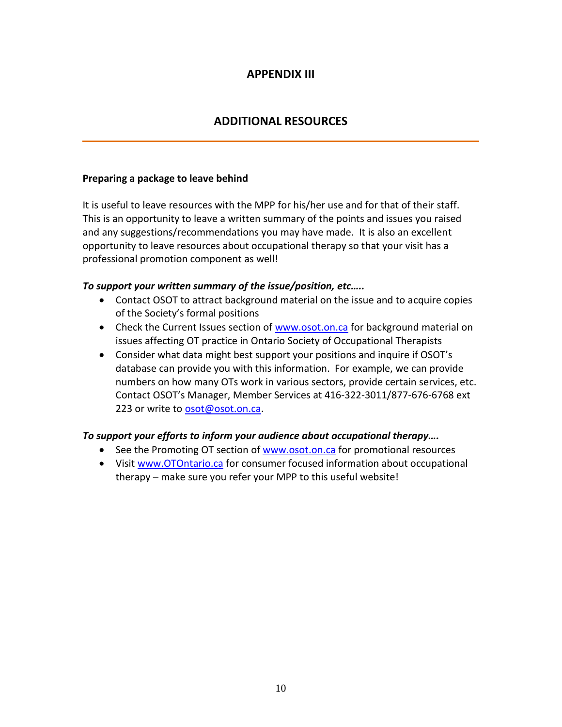# APPENDIX III

## ADDITIONAL RESOURCES

**Preparing a package to leave behind**

It is useful to leave resources with the MPP for his/her use and for that of their staff. This is an opportunity to leave a written summary of the points and issues you raised and any suggestions/recommendations you may have made. It is also an excellent opportunity to leave resources about occupational therapy so that your visit has a professional promotion component as well!

***To support your written summary of the issue/position, etc…..***

- Contact OSOT to attract background material on the issue and to acquire copies of the Society's formal positions
- Check the Current Issues section of www.osot.on.ca for background material on issues affecting OT practice in Ontario Society of Occupational Therapists
- Consider what data might best support your positions and inquire if OSOT's database can provide you with this information. For example, we can provide numbers on how many OTs work in various sectors, provide certain services, etc. Contact OSOT's Manager, Member Services at 416-322-3011/877-676-6768 ext 223 or write to osot@osot.on.ca.

***To support your efforts to inform your audience about occupational therapy….***

- See the Promoting OT section of www.osot.on.ca for promotional resources
- Visit www.OTOntario.ca for consumer focused information about occupational therapy – make sure you refer your MPP to this useful website!